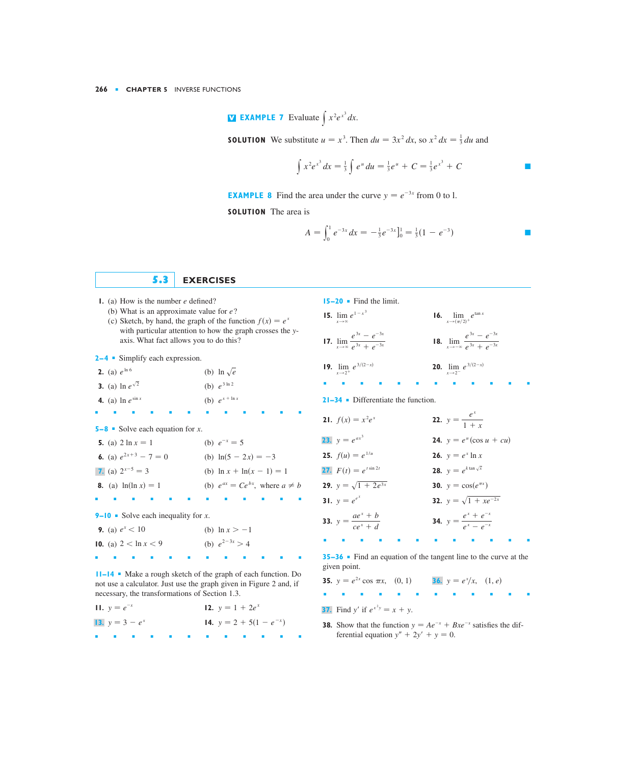**V EXAMPLE 7** Evaluate $\int x^2 e^{x^3}\,dx$.

**SOLUTION** We substitute $u = x^3$. Then $du = 3x^2\,dx$, so $x^2\,dx = \frac{1}{3}\,du$ and

$$\int x^2 e^{x^3}\,dx = \frac{1}{3}\int e^u\,du = \frac{1}{3}e^u + C = \frac{1}{3}e^{x^3} + C$$

**EXAMPLE 8** Find the area under the curve $y = e^{-3x}$ from 0 to 1.

**SOLUTION** The area is

$$A = \int_0^1 e^{-3x}\,dx = -\frac{1}{3}e^{-3x}\Big]_0^1 = \frac{1}{3}(1 - e^{-3})$$

## 5.3 EXERCISES

1. (a) How is the number $e$ defined?
   (b) What is an approximate value for $e$?
   (c) Sketch, by hand, the graph of the function $f(x) = e^x$ with particular attention to how the graph crosses the $y$-axis. What fact allows you to do this?

**2–4** ▪ Simplify each expression.

2. (a) $e^{\ln 6}$ (b) $\ln \sqrt{e}$
3. (a) $\ln e^{\sqrt{2}}$ (b) $e^{3\ln 2}$
4. (a) $\ln e^{\sin x}$ (b) $e^{x + \ln x}$

**5–8** ▪ Solve each equation for $x$.

5. (a) $2\ln x = 1$ (b) $e^{-x} = 5$
6. (a) $e^{2x+3} - 7 = 0$ (b) $\ln(5 - 2x) = -3$
7. (a) $2^{x-5} = 3$ (b) $\ln x + \ln(x - 1) = 1$
8. (a) $\ln(\ln x) = 1$ (b) $e^{ax} = Ce^{bx}$, where $a \neq b$

**9–10** ▪ Solve each inequality for $x$.

9. (a) $e^x < 10$ (b) $\ln x > -1$
10. (a) $2 < \ln x < 9$ (b) $e^{2-3x} > 4$

**11–14** ▪ Make a rough sketch of the graph of each function. Do not use a calculator. Just use the graph given in Figure 2 and, if necessary, the transformations of Section 1.3.

11. $y = e^{-x}$
12. $y = 1 + 2e^x$
13. $y = 3 - e^x$
14. $y = 2 + 5(1 - e^{-x})$

**15–20** ▪ Find the limit.

15. $\lim_{x\to\infty} e^{1-x^3}$
16. $\lim_{x\to(\pi/2)^+} e^{\tan x}$
17. $\lim_{x\to\infty} \dfrac{e^{3x} - e^{-3x}}{e^{3x} + e^{-3x}}$
18. $\lim_{x\to-\infty} \dfrac{e^{3x} - e^{-3x}}{e^{3x} + e^{-3x}}$
19. $\lim_{x\to2^+} e^{3/(2-x)}$
20. $\lim_{x\to2^-} e^{3/(2-x)}$

**21–34** ▪ Differentiate the function.

21. $f(x) = x^2 e^x$
22. $y = \dfrac{e^x}{1 + x}$
23. $y = e^{ax^3}$
24. $y = e^u(\cos u + cu)$
25. $f(u) = e^{1/u}$
26. $y = e^x \ln x$
27. $F(t) = e^{t\sin 2t}$
28. $y = e^{k\tan\sqrt{x}}$
29. $y = \sqrt{1 + 2e^{3x}}$
30. $y = \cos(e^{\pi x})$
31. $y = e^{e^x}$
32. $y = \sqrt{1 + xe^{-2x}}$
33. $y = \dfrac{ae^x + b}{ce^x + d}$
34. $y = \dfrac{e^x + e^{-x}}{e^x - e^{-x}}$

**35–36** ▪ Find an equation of the tangent line to the curve at the given point.

35. $y = e^{2x}\cos \pi x$, $(0, 1)$
36. $y = e^x/x$, $(1, e)$

37. Find $y'$ if $e^{x^2 y} = x + y$.

38. Show that the function $y = Ae^{-x} + Bxe^{-x}$ satisfies the differential equation $y'' + 2y' + y = 0$.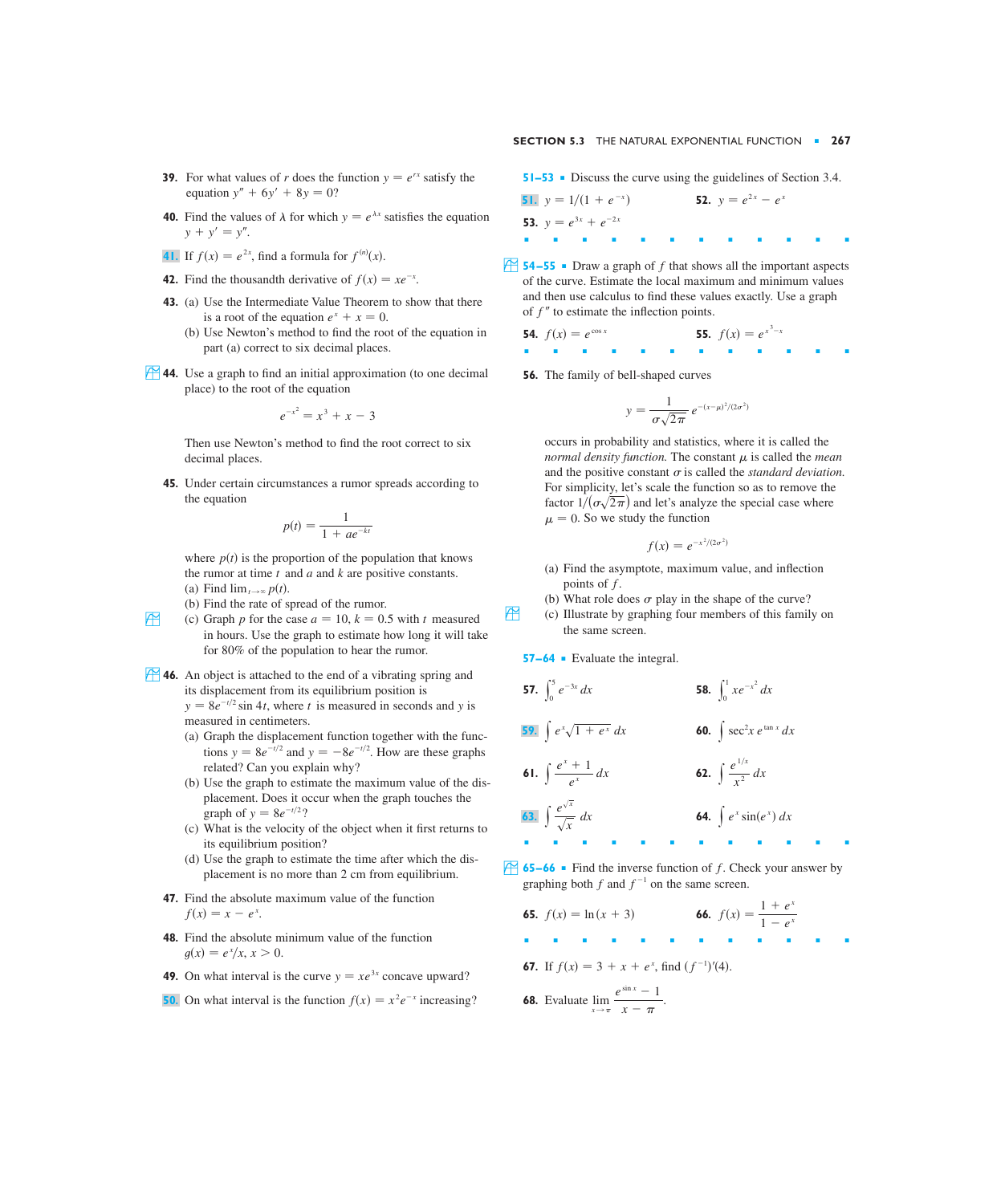**39.** For what values of $r$ does the function $y = e^{rx}$ satisfy the equation $y'' + 6y' + 8y = 0$?

**40.** Find the values of $\lambda$ for which $y = e^{\lambda x}$ satisfies the equation $y + y' = y''$.

**41.** If $f(x) = e^{2x}$, find a formula for $f^{(n)}(x)$.

**42.** Find the thousandth derivative of $f(x) = xe^{-x}$.

**43.** (a) Use the Intermediate Value Theorem to show that there is a root of the equation $e^x + x = 0$.
(b) Use Newton's method to find the root of the equation in part (a) correct to six decimal places.

**44.** Use a graph to find an initial approximation (to one decimal place) to the root of the equation

$$e^{-x^2} = x^3 + x - 3$$

Then use Newton's method to find the root correct to six decimal places.

**45.** Under certain circumstances a rumor spreads according to the equation

$$p(t) = \frac{1}{1 + ae^{-kt}}$$

where $p(t)$ is the proportion of the population that knows the rumor at time $t$ and $a$ and $k$ are positive constants.
(a) Find $\lim_{t\to\infty} p(t)$.
(b) Find the rate of spread of the rumor.
(c) Graph $p$ for the case $a = 10$, $k = 0.5$ with $t$ measured in hours. Use the graph to estimate how long it will take for 80% of the population to hear the rumor.

**46.** An object is attached to the end of a vibrating spring and its displacement from its equilibrium position is $y = 8e^{-t/2}\sin 4t$, where $t$ is measured in seconds and $y$ is measured in centimeters.
(a) Graph the displacement function together with the functions $y = 8e^{-t/2}$ and $y = -8e^{-t/2}$. How are these graphs related? Can you explain why?
(b) Use the graph to estimate the maximum value of the displacement. Does it occur when the graph touches the graph of $y = 8e^{-t/2}$?
(c) What is the velocity of the object when it first returns to its equilibrium position?
(d) Use the graph to estimate the time after which the displacement is no more than 2 cm from equilibrium.

**47.** Find the absolute maximum value of the function $f(x) = x - e^x$.

**48.** Find the absolute minimum value of the function $g(x) = e^x/x$, $x > 0$.

**49.** On what interval is the curve $y = xe^{3x}$ concave upward?

**50.** On what interval is the function $f(x) = x^2e^{-x}$ increasing?

**51–53** ■ Discuss the curve using the guidelines of Section 3.4.

**51.** $y = 1/(1 + e^{-x})$

**52.** $y = e^{2x} - e^x$

**53.** $y = e^{3x} + e^{-2x}$

**54–55** ■ Draw a graph of $f$ that shows all the important aspects of the curve. Estimate the local maximum and minimum values and then use calculus to find these values exactly. Use a graph of $f''$ to estimate the inflection points.

**54.** $f(x) = e^{\cos x}$

**55.** $f(x) = e^{x^3 - x}$

**56.** The family of bell-shaped curves

$$y = \frac{1}{\sigma\sqrt{2\pi}}\, e^{-(x-\mu)^2/(2\sigma^2)}$$

occurs in probability and statistics, where it is called the *normal density function*. The constant $\mu$ is called the *mean* and the positive constant $\sigma$ is called the *standard deviation*. For simplicity, let's scale the function so as to remove the factor $1/(\sigma\sqrt{2\pi})$ and let's analyze the special case where $\mu = 0$. So we study the function

$$f(x) = e^{-x^2/(2\sigma^2)}$$

(a) Find the asymptote, maximum value, and inflection points of $f$.
(b) What role does $\sigma$ play in the shape of the curve?
(c) Illustrate by graphing four members of this family on the same screen.

**57–64** ■ Evaluate the integral.

**57.** $\displaystyle\int_0^5 e^{-3x}\,dx$

**58.** $\displaystyle\int_0^1 xe^{-x^2}\,dx$

**59.** $\displaystyle\int e^x\sqrt{1 + e^x}\,dx$

**60.** $\displaystyle\int \sec^2 x\, e^{\tan x}\,dx$

**61.** $\displaystyle\int \frac{e^x + 1}{e^x}\,dx$

**62.** $\displaystyle\int \frac{e^{1/x}}{x^2}\,dx$

**63.** $\displaystyle\int \frac{e^{\sqrt{x}}}{\sqrt{x}}\,dx$

**64.** $\displaystyle\int e^x \sin(e^x)\,dx$

**65–66** ■ Find the inverse function of $f$. Check your answer by graphing both $f$ and $f^{-1}$ on the same screen.

**65.** $f(x) = \ln(x + 3)$

**66.** $f(x) = \dfrac{1 + e^x}{1 - e^x}$

**67.** If $f(x) = 3 + x + e^x$, find $(f^{-1})'(4)$.

**68.** Evaluate $\displaystyle\lim_{x\to\pi} \frac{e^{\sin x} - 1}{x - \pi}$.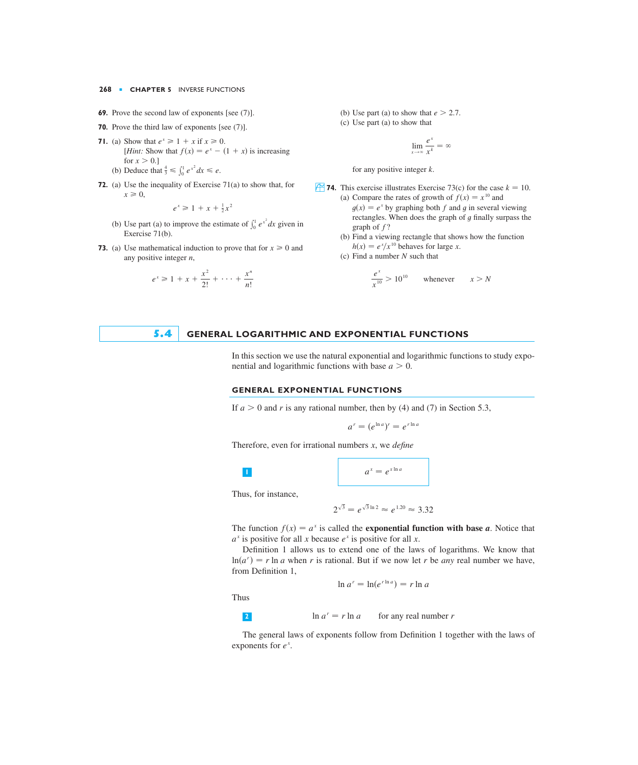**69.** Prove the second law of exponents [see (7)].

**70.** Prove the third law of exponents [see (7)].

**71.** (a) Show that $e^x \geqslant 1 + x$ if $x \geqslant 0$.
[*Hint:* Show that $f(x) = e^x - (1 + x)$ is increasing for $x > 0$.]
(b) Deduce that $\frac{4}{3} \leqslant \int_0^1 e^{x^2}\,dx \leqslant e$.

**72.** (a) Use the inequality of Exercise 71(a) to show that, for $x \geqslant 0$,

$$e^x \geqslant 1 + x + \tfrac{1}{2}x^2$$

(b) Use part (a) to improve the estimate of $\int_0^1 e^{x^2}\,dx$ given in Exercise 71(b).

**73.** (a) Use mathematical induction to prove that for $x \geqslant 0$ and any positive integer $n$,

$$e^x \geqslant 1 + x + \frac{x^2}{2!} + \cdots + \frac{x^n}{n!}$$

(b) Use part (a) to show that $e > 2.7$.
(c) Use part (a) to show that

$$\lim_{x \to \infty} \frac{e^x}{x^k} = \infty$$

for any positive integer $k$.

**74.** This exercise illustrates Exercise 73(c) for the case $k = 10$.
(a) Compare the rates of growth of $f(x) = x^{10}$ and $g(x) = e^x$ by graphing both $f$ and $g$ in several viewing rectangles. When does the graph of $g$ finally surpass the graph of $f$?
(b) Find a viewing rectangle that shows how the function $h(x) = e^x/x^{10}$ behaves for large $x$.
(c) Find a number $N$ such that

$$\frac{e^x}{x^{10}} > 10^{10} \qquad \text{whenever} \qquad x > N$$

## 5.4 GENERAL LOGARITHMIC AND EXPONENTIAL FUNCTIONS

In this section we use the natural exponential and logarithmic functions to study exponential and logarithmic functions with base $a > 0$.

### GENERAL EXPONENTIAL FUNCTIONS

If $a > 0$ and $r$ is any rational number, then by (4) and (7) in Section 5.3,

$$a^r = (e^{\ln a})^r = e^{r \ln a}$$

Therefore, even for irrational numbers $x$, we *define*

**1**
$$a^x = e^{x \ln a}$$

Thus, for instance,

$$2^{\sqrt{3}} = e^{\sqrt{3}\ln 2} \approx e^{1.20} \approx 3.32$$

The function $f(x) = a^x$ is called the **exponential function with base $a$**. Notice that $a^x$ is positive for all $x$ because $e^x$ is positive for all $x$.

Definition 1 allows us to extend one of the laws of logarithms. We know that $\ln(a^r) = r \ln a$ when $r$ is rational. But if we now let $r$ be *any* real number we have, from Definition 1,

$$\ln a^r = \ln(e^{r \ln a}) = r \ln a$$

Thus

**2**
$$\ln a^r = r \ln a \qquad \text{for any real number } r$$

The general laws of exponents follow from Definition 1 together with the laws of exponents for $e^x$.